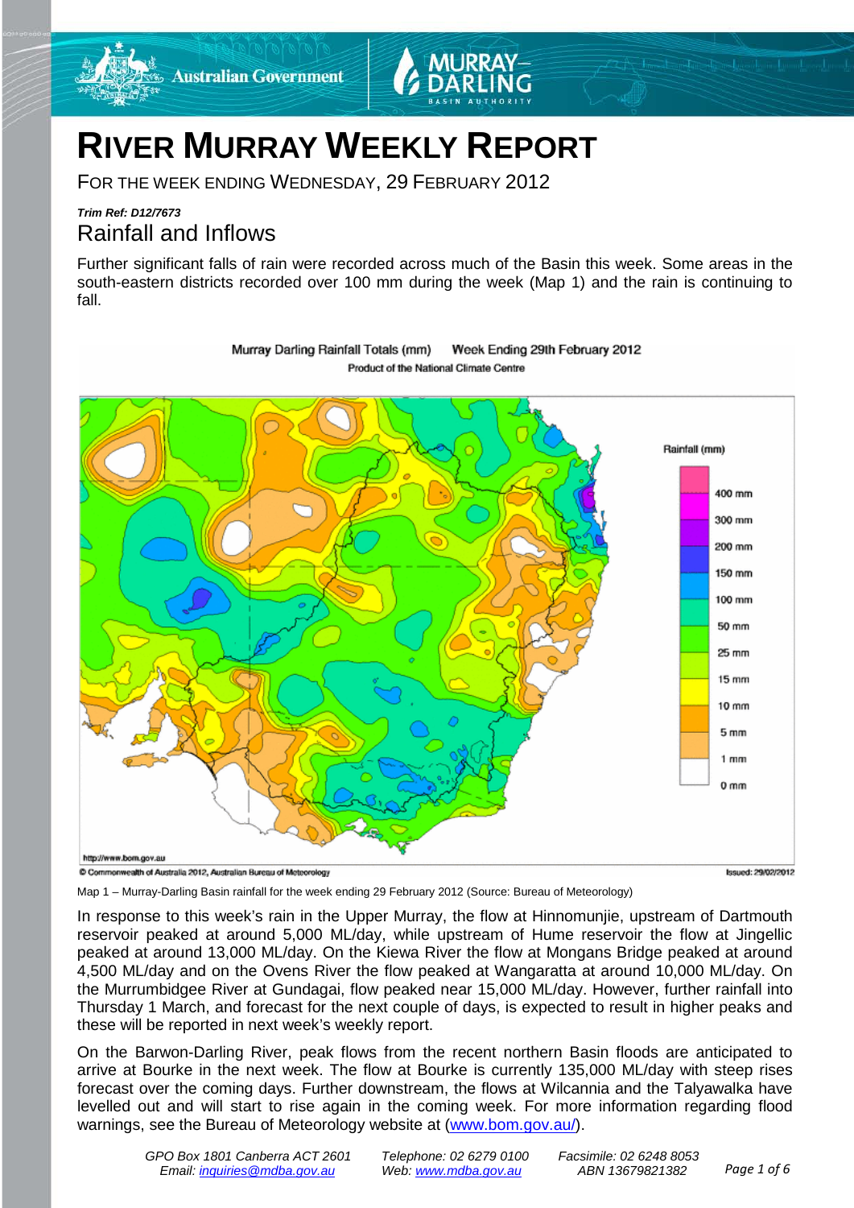# RIVER MURRAY WEEKLY REPORT

FOR THE WEEK ENDING WEDNESDAY, 29 FEBRUARY 2012

***Trim Ref: D12/7673***

## Rainfall and Inflows

Further significant falls of rain were recorded across much of the Basin this week. Some areas in the south-eastern districts recorded over 100 mm during the week (Map 1) and the rain is continuing to fall.

Map 1 – Murray-Darling Basin rainfall for the week ending 29 February 2012 (Source: Bureau of Meteorology)

In response to this week's rain in the Upper Murray, the flow at Hinnomunjie, upstream of Dartmouth reservoir peaked at around 5,000 ML/day, while upstream of Hume reservoir the flow at Jingellic peaked at around 13,000 ML/day. On the Kiewa River the flow at Mongans Bridge peaked at around 4,500 ML/day and on the Ovens River the flow peaked at Wangaratta at around 10,000 ML/day. On the Murrumbidgee River at Gundagai, flow peaked near 15,000 ML/day. However, further rainfall into Thursday 1 March, and forecast for the next couple of days, is expected to result in higher peaks and these will be reported in next week's weekly report.

On the Barwon-Darling River, peak flows from the recent northern Basin floods are anticipated to arrive at Bourke in the next week. The flow at Bourke is currently 135,000 ML/day with steep rises forecast over the coming days. Further downstream, the flows at Wilcannia and the Talyawalka have levelled out and will start to rise again in the coming week. For more information regarding flood warnings, see the Bureau of Meteorology website at (www.bom.gov.au/).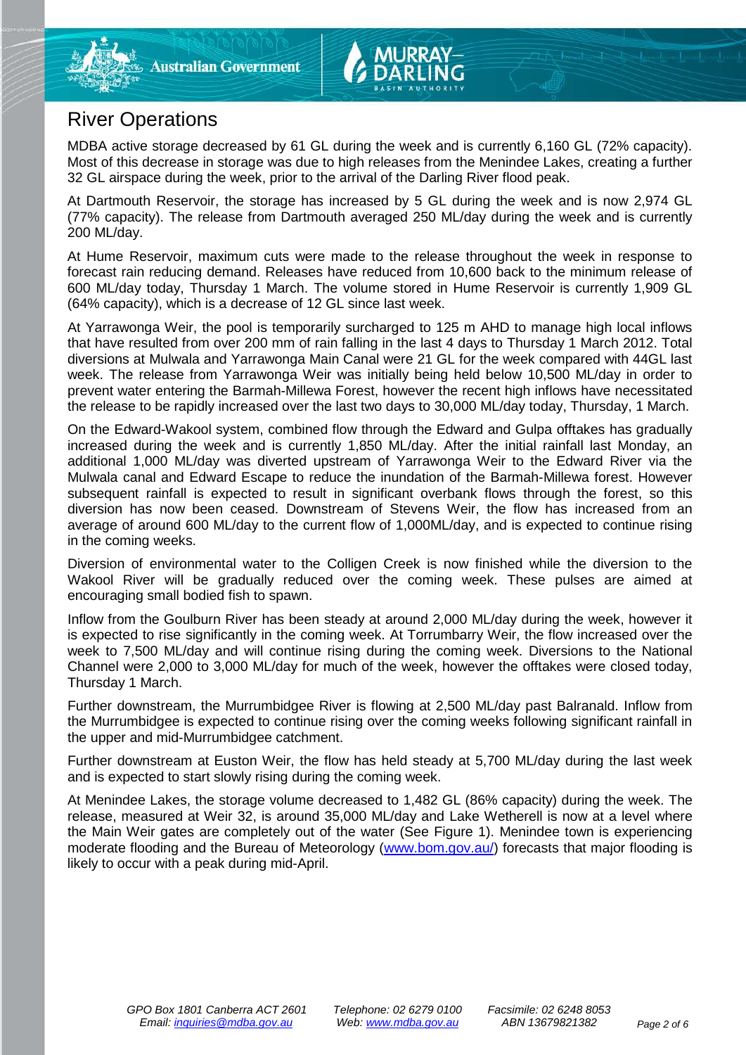# River Operations

MDBA active storage decreased by 61 GL during the week and is currently 6,160 GL (72% capacity). Most of this decrease in storage was due to high releases from the Menindee Lakes, creating a further 32 GL airspace during the week, prior to the arrival of the Darling River flood peak.

At Dartmouth Reservoir, the storage has increased by 5 GL during the week and is now 2,974 GL (77% capacity). The release from Dartmouth averaged 250 ML/day during the week and is currently 200 ML/day.

At Hume Reservoir, maximum cuts were made to the release throughout the week in response to forecast rain reducing demand. Releases have reduced from 10,600 back to the minimum release of 600 ML/day today, Thursday 1 March. The volume stored in Hume Reservoir is currently 1,909 GL (64% capacity), which is a decrease of 12 GL since last week.

At Yarrawonga Weir, the pool is temporarily surcharged to 125 m AHD to manage high local inflows that have resulted from over 200 mm of rain falling in the last 4 days to Thursday 1 March 2012. Total diversions at Mulwala and Yarrawonga Main Canal were 21 GL for the week compared with 44GL last week. The release from Yarrawonga Weir was initially being held below 10,500 ML/day in order to prevent water entering the Barmah-Millewa Forest, however the recent high inflows have necessitated the release to be rapidly increased over the last two days to 30,000 ML/day today, Thursday, 1 March.

On the Edward-Wakool system, combined flow through the Edward and Gulpa offtakes has gradually increased during the week and is currently 1,850 ML/day. After the initial rainfall last Monday, an additional 1,000 ML/day was diverted upstream of Yarrawonga Weir to the Edward River via the Mulwala canal and Edward Escape to reduce the inundation of the Barmah-Millewa forest. However subsequent rainfall is expected to result in significant overbank flows through the forest, so this diversion has now been ceased. Downstream of Stevens Weir, the flow has increased from an average of around 600 ML/day to the current flow of 1,000ML/day, and is expected to continue rising in the coming weeks.

Diversion of environmental water to the Colligen Creek is now finished while the diversion to the Wakool River will be gradually reduced over the coming week. These pulses are aimed at encouraging small bodied fish to spawn.

Inflow from the Goulburn River has been steady at around 2,000 ML/day during the week, however it is expected to rise significantly in the coming week. At Torrumbarry Weir, the flow increased over the week to 7,500 ML/day and will continue rising during the coming week. Diversions to the National Channel were 2,000 to 3,000 ML/day for much of the week, however the offtakes were closed today, Thursday 1 March.

Further downstream, the Murrumbidgee River is flowing at 2,500 ML/day past Balranald. Inflow from the Murrumbidgee is expected to continue rising over the coming weeks following significant rainfall in the upper and mid-Murrumbidgee catchment.

Further downstream at Euston Weir, the flow has held steady at 5,700 ML/day during the last week and is expected to start slowly rising during the coming week.

At Menindee Lakes, the storage volume decreased to 1,482 GL (86% capacity) during the week. The release, measured at Weir 32, is around 35,000 ML/day and Lake Wetherell is now at a level where the Main Weir gates are completely out of the water (See Figure 1). Menindee town is experiencing moderate flooding and the Bureau of Meteorology (www.bom.gov.au/) forecasts that major flooding is likely to occur with a peak during mid-April.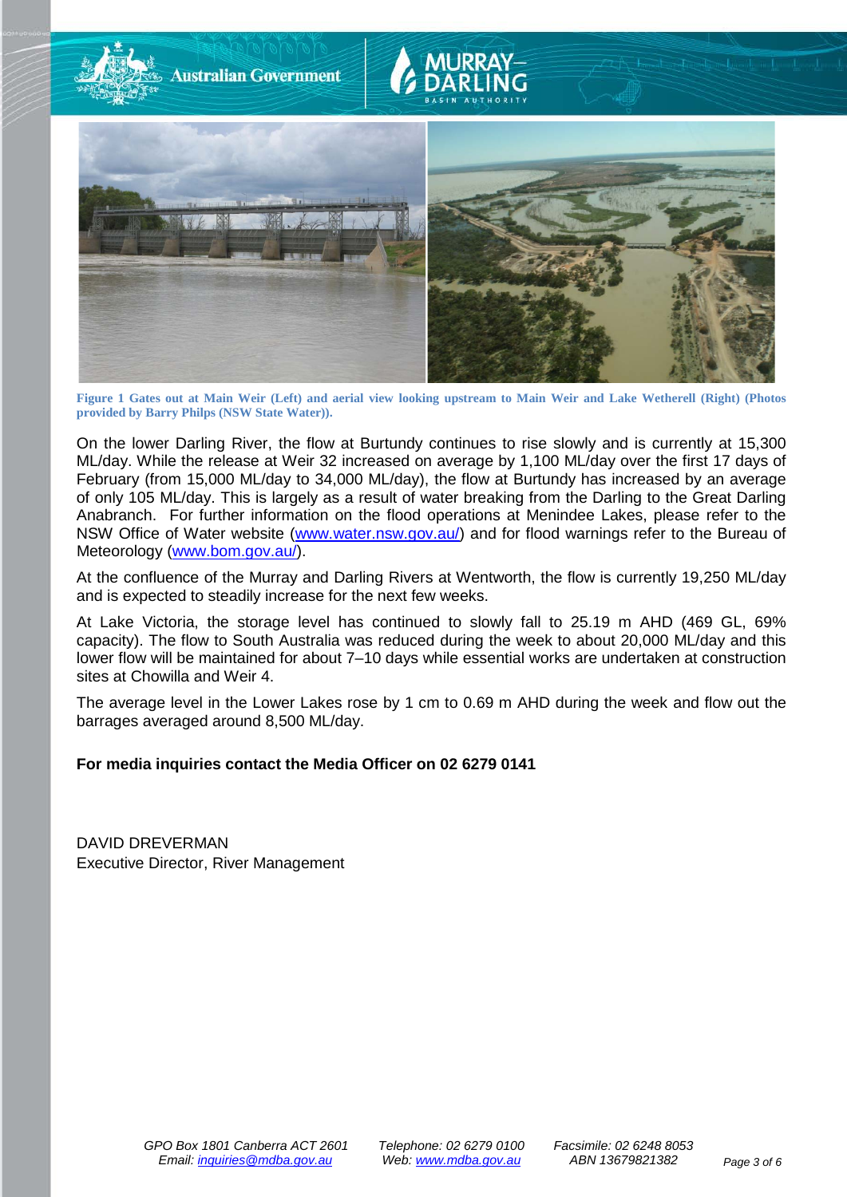**Figure 1 Gates out at Main Weir (Left) and aerial view looking upstream to Main Weir and Lake Wetherell (Right) (Photos provided by Barry Philps (NSW State Water)).**

On the lower Darling River, the flow at Burtundy continues to rise slowly and is currently at 15,300 ML/day. While the release at Weir 32 increased on average by 1,100 ML/day over the first 17 days of February (from 15,000 ML/day to 34,000 ML/day), the flow at Burtundy has increased by an average of only 105 ML/day. This is largely as a result of water breaking from the Darling to the Great Darling Anabranch. For further information on the flood operations at Menindee Lakes, please refer to the NSW Office of Water website (www.water.nsw.gov.au/) and for flood warnings refer to the Bureau of Meteorology (www.bom.gov.au/).

At the confluence of the Murray and Darling Rivers at Wentworth, the flow is currently 19,250 ML/day and is expected to steadily increase for the next few weeks.

At Lake Victoria, the storage level has continued to slowly fall to 25.19 m AHD (469 GL, 69% capacity). The flow to South Australia was reduced during the week to about 20,000 ML/day and this lower flow will be maintained for about 7–10 days while essential works are undertaken at construction sites at Chowilla and Weir 4.

The average level in the Lower Lakes rose by 1 cm to 0.69 m AHD during the week and flow out the barrages averaged around 8,500 ML/day.

**For media inquiries contact the Media Officer on 02 6279 0141**

DAVID DREVERMAN
Executive Director, River Management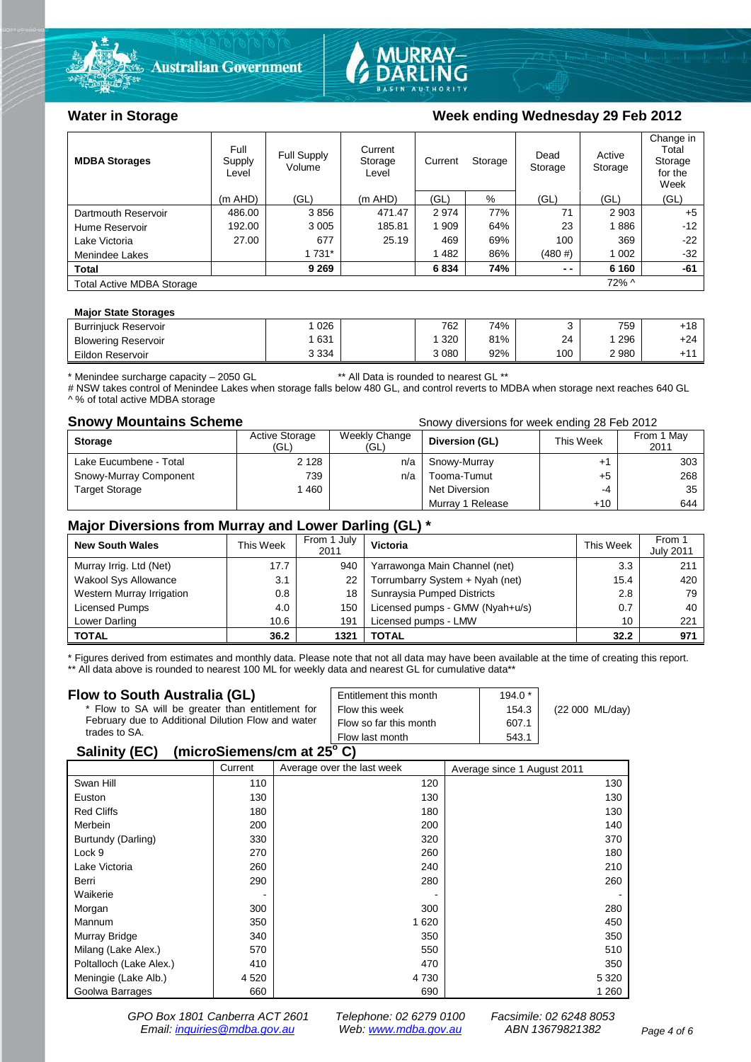## Water in Storage

## Week ending Wednesday 29 Feb 2012

| MDBA Storages | Full Supply Level | Full Supply Volume | Current Storage Level | Current Storage | | Dead Storage | Active Storage | Change in Total Storage for the Week |
|---|---|---|---|---|---|---|---|---|
| | (m AHD) | (GL) | (m AHD) | (GL) | % | (GL) | (GL) | (GL) |
| Dartmouth Reservoir | 486.00 | 3 856 | 471.47 | 2 974 | 77% | 71 | 2 903 | +5 |
| Hume Reservoir | 192.00 | 3 005 | 185.81 | 1 909 | 64% | 23 | 1 886 | -12 |
| Lake Victoria | 27.00 | 677 | 25.19 | 469 | 69% | 100 | 369 | -22 |
| Menindee Lakes | | 1 731* | | 1 482 | 86% | (480 #) | 1 002 | -32 |
| **Total** | | **9 269** | | **6 834** | **74%** | **- -** | **6 160** | **-61** |
| Total Active MDBA Storage | | | | | | | 72% ^ | |

**Major State Storages**

| | | | | | | | |
|---|---|---|---|---|---|---|---|
| Burrinjuck Reservoir | 1 026 | | 762 | 74% | 3 | 759 | +18 |
| Blowering Reservoir | 1 631 | | 1 320 | 81% | 24 | 1 296 | +24 |
| Eildon Reservoir | 3 334 | | 3 080 | 92% | 100 | 2 980 | +11 |

\* Menindee surcharge capacity – 2050 GL ** All Data is rounded to nearest GL **
# NSW takes control of Menindee Lakes when storage falls below 480 GL, and control reverts to MDBA when storage next reaches 640 GL
^ % of total active MDBA storage

## Snowy Mountains Scheme

Snowy diversions for week ending 28 Feb 2012

| Storage | Active Storage (GL) | Weekly Change (GL) | Diversion (GL) | This Week | From 1 May 2011 |
|---|---|---|---|---|---|
| Lake Eucumbene - Total | 2 128 | n/a | Snowy-Murray | +1 | 303 |
| Snowy-Murray Component | 739 | n/a | Tooma-Tumut | +5 | 268 |
| Target Storage | 1 460 | | Net Diversion | -4 | 35 |
| | | | Murray 1 Release | +10 | 644 |

## Major Diversions from Murray and Lower Darling (GL) *

| New South Wales | This Week | From 1 July 2011 | Victoria | This Week | From 1 July 2011 |
|---|---|---|---|---|---|
| Murray Irrig. Ltd (Net) | 17.7 | 940 | Yarrawonga Main Channel (net) | 3.3 | 211 |
| Wakool Sys Allowance | 3.1 | 22 | Torrumbarry System + Nyah (net) | 15.4 | 420 |
| Western Murray Irrigation | 0.8 | 18 | Sunraysia Pumped Districts | 2.8 | 79 |
| Licensed Pumps | 4.0 | 150 | Licensed pumps - GMW (Nyah+u/s) | 0.7 | 40 |
| Lower Darling | 10.6 | 191 | Licensed pumps - LMW | 10 | 221 |
| **TOTAL** | **36.2** | **1321** | **TOTAL** | **32.2** | **971** |

\* Figures derived from estimates and monthly data. Please note that not all data may have been available at the time of creating this report.
** All data above is rounded to nearest 100 ML for weekly data and nearest GL for cumulative data**

## Flow to South Australia (GL)

\* Flow to SA will be greater than entitlement for February due to Additional Dilution Flow and water trades to SA.

| | | |
|---|---|---|
| Entitlement this month | 194.0 * | |
| Flow this week | 154.3 | (22 000 ML/day) |
| Flow so far this month | 607.1 | |
| Flow last month | 543.1 | |

## Salinity (EC) (microSiemens/cm at 25° C)

| | Current | Average over the last week | Average since 1 August 2011 |
|---|---|---|---|
| Swan Hill | 110 | 120 | 130 |
| Euston | 130 | 130 | 130 |
| Red Cliffs | 180 | 180 | 130 |
| Merbein | 200 | 200 | 140 |
| Burtundy (Darling) | 330 | 320 | 370 |
| Lock 9 | 270 | 260 | 180 |
| Lake Victoria | 260 | 240 | 210 |
| Berri | 290 | 280 | 260 |
| Waikerie | - | - | - |
| Morgan | 300 | 300 | 280 |
| Mannum | 350 | 1 620 | 450 |
| Murray Bridge | 340 | 350 | 350 |
| Milang (Lake Alex.) | 570 | 550 | 510 |
| Poltalloch (Lake Alex.) | 410 | 470 | 350 |
| Meningie (Lake Alb.) | 4 520 | 4 730 | 5 320 |
| Goolwa Barrages | 660 | 690 | 1 260 |

*GPO Box 1801 Canberra ACT 2601 Telephone: 02 6279 0100 Facsimile: 02 6248 8053*
*Email: inquiries@mdba.gov.au Web: www.mdba.gov.au ABN 13679821382*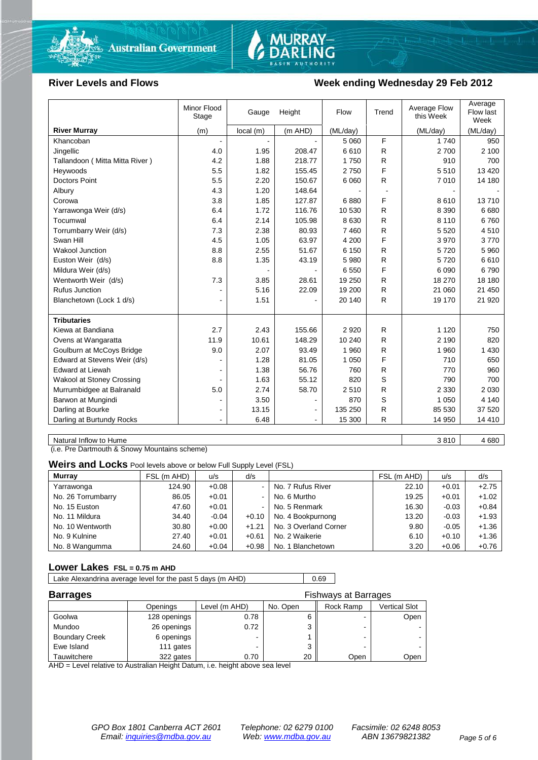Australian Government | MURRAY–DARLING BASIN AUTHORITY

## River Levels and Flows

## Week ending Wednesday 29 Feb 2012

| River Murray | Minor Flood Stage (m) | Gauge Height local (m) | Gauge Height (m AHD) | Flow (ML/day) | Trend | Average Flow this Week (ML/day) | Average Flow last Week (ML/day) |
|---|---|---|---|---|---|---|---|
| Khancoban | - | - | - | 5 060 | F | 1 740 | 950 |
| Jingellic | 4.0 | 1.95 | 208.47 | 6 610 | R | 2 700 | 2 100 |
| Tallandoon ( Mitta Mitta River ) | 4.2 | 1.88 | 218.77 | 1 750 | R | 910 | 700 |
| Heywoods | 5.5 | 1.82 | 155.45 | 2 750 | F | 5 510 | 13 420 |
| Doctors Point | 5.5 | 2.20 | 150.67 | 6 060 | R | 7 010 | 14 180 |
| Albury | 4.3 | 1.20 | 148.64 | - | - | - | - |
| Corowa | 3.8 | 1.85 | 127.87 | 6 880 | F | 8 610 | 13 710 |
| Yarrawonga Weir (d/s) | 6.4 | 1.72 | 116.76 | 10 530 | R | 8 390 | 6 680 |
| Tocumwal | 6.4 | 2.14 | 105.98 | 8 630 | R | 8 110 | 6 760 |
| Torrumbarry Weir (d/s) | 7.3 | 2.38 | 80.93 | 7 460 | R | 5 520 | 4 510 |
| Swan Hill | 4.5 | 1.05 | 63.97 | 4 200 | F | 3 970 | 3 770 |
| Wakool Junction | 8.8 | 2.55 | 51.67 | 6 150 | R | 5 720 | 5 960 |
| Euston Weir (d/s) | 8.8 | 1.35 | 43.19 | 5 980 | R | 5 720 | 6 610 |
| Mildura Weir (d/s) | | - | - | 6 550 | F | 6 090 | 6 790 |
| Wentworth Weir (d/s) | 7.3 | 3.85 | 28.61 | 19 250 | R | 18 270 | 18 180 |
| Rufus Junction | - | 5.16 | 22.09 | 19 200 | R | 21 060 | 21 450 |
| Blanchetown (Lock 1 d/s) | - | 1.51 | - | 20 140 | R | 19 170 | 21 920 |
| **Tributaries** | | | | | | | |
| Kiewa at Bandiana | 2.7 | 2.43 | 155.66 | 2 920 | R | 1 120 | 750 |
| Ovens at Wangaratta | 11.9 | 10.61 | 148.29 | 10 240 | R | 2 190 | 820 |
| Goulburn at McCoys Bridge | 9.0 | 2.07 | 93.49 | 1 960 | R | 1 960 | 1 430 |
| Edward at Stevens Weir (d/s) | - | 1.28 | 81.05 | 1 050 | F | 710 | 650 |
| Edward at Liewah | - | 1.38 | 56.76 | 760 | R | 770 | 960 |
| Wakool at Stoney Crossing | - | 1.63 | 55.12 | 820 | S | 790 | 700 |
| Murrumbidgee at Balranald | 5.0 | 2.74 | 58.70 | 2 510 | R | 2 330 | 2 030 |
| Barwon at Mungindi | - | 3.50 | - | 870 | S | 1 050 | 4 140 |
| Darling at Bourke | - | 13.15 | - | 135 250 | R | 85 530 | 37 520 |
| Darling at Burtundy Rocks | - | 6.48 | - | 15 300 | R | 14 950 | 14 410 |

| | This Week | Last Week |
|---|---|---|
| Natural Inflow to Hume | 3 810 | 4 680 |

(i.e. Pre Dartmouth & Snowy Mountains scheme)

### Weirs and Locks
Pool levels above or below Full Supply Level (FSL)

| Murray | FSL (m AHD) | u/s | d/s | | FSL (m AHD) | u/s | d/s |
|---|---|---|---|---|---|---|---|
| Yarrawonga | 124.90 | +0.08 | - | No. 7 Rufus River | 22.10 | +0.01 | +2.75 |
| No. 26 Torrumbarry | 86.05 | +0.01 | - | No. 6 Murtho | 19.25 | +0.01 | +1.02 |
| No. 15 Euston | 47.60 | +0.01 | - | No. 5 Renmark | 16.30 | -0.03 | +0.84 |
| No. 11 Mildura | 34.40 | -0.04 | +0.10 | No. 4 Bookpurnong | 13.20 | -0.03 | +1.93 |
| No. 10 Wentworth | 30.80 | +0.00 | +1.21 | No. 3 Overland Corner | 9.80 | -0.05 | +1.36 |
| No. 9 Kulnine | 27.40 | +0.01 | +0.61 | No. 2 Waikerie | 6.10 | +0.10 | +1.36 |
| No. 8 Wangumma | 24.60 | +0.04 | +0.98 | No. 1 Blanchetown | 3.20 | +0.06 | +0.76 |

### Lower Lakes
FSL = 0.75 m AHD

| Lake Alexandrina average level for the past 5 days (m AHD) | 0.69 |
|---|---|

### Barrages

| | Openings | Level (m AHD) | No. Open | Fishways at Barrages: Rock Ramp | Fishways at Barrages: Vertical Slot |
|---|---|---|---|---|---|
| Goolwa | 128 openings | 0.78 | 6 | - | Open |
| Mundoo | 26 openings | 0.72 | 3 | - | - |
| Boundary Creek | 6 openings | - | 1 | - | - |
| Ewe Island | 111 gates | - | 3 | - | - |
| Tauwitchere | 322 gates | 0.70 | 20 | Open | Open |

AHD = Level relative to Australian Height Datum, i.e. height above sea level

*GPO Box 1801 Canberra ACT 2601 | Telephone: 02 6279 0100 | Facsimile: 02 6248 8053*
*Email: inquiries@mdba.gov.au | Web: www.mdba.gov.au | ABN 13679821382*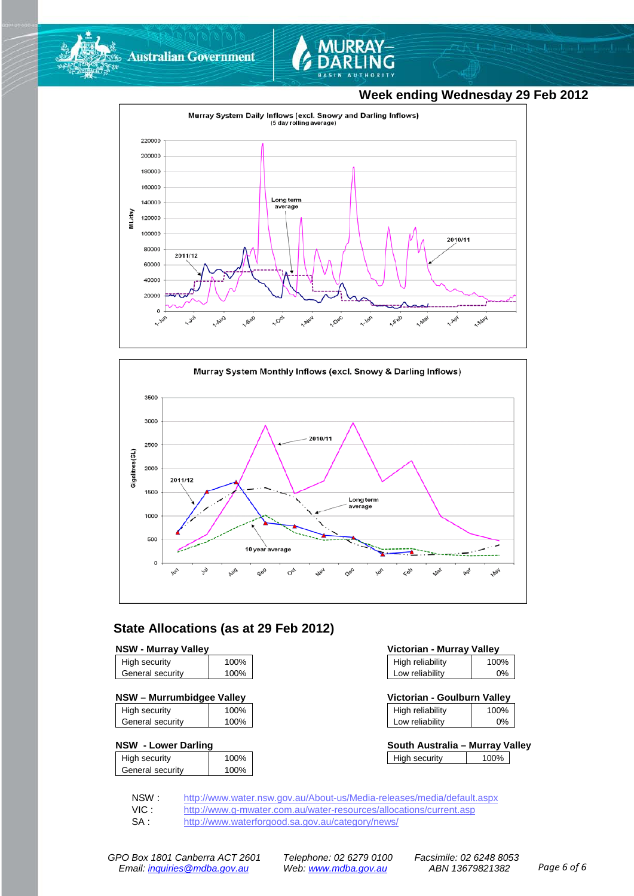Week ending Wednesday 29 Feb 2012

Murray System Daily Inflows (excl. Snowy and Darling Inflows)
(5 day rolling average)

ML/day

220000
200000
180000
160000
140000
120000
100000
80000
60000
40000
20000
0

Long term average
2011/12
2010/11

1-Jun
1-Jul
1-Aug
1-Sep
1-Oct
1-Nov
1-Dec
1-Jan
1-Feb
1-Mar
1-Apr
1-May

Murray System Monthly Inflows (excl. Snowy & Darling Inflows)

Gigalitres (GL)

3500
3000
2500
2000
1500
1000
500
0

2010/11
2011/12
Long term average
10 year average

Jun
Jul
Aug
Sep
Oct
Nov
Dec
Jan
Feb
Mar
Apr
May

## State Allocations (as at 29 Feb 2012)

**NSW - Murray Valley**

| | |
|---|---|
| High security | 100% |
| General security | 100% |

**NSW – Murrumbidgee Valley**

| | |
|---|---|
| High security | 100% |
| General security | 100% |

**NSW - Lower Darling**

| | |
|---|---|
| High security | 100% |
| General security | 100% |

**Victorian - Murray Valley**

| | |
|---|---|
| High reliability | 100% |
| Low reliability | 0% |

**Victorian - Goulburn Valley**

| | |
|---|---|
| High reliability | 100% |
| Low reliability | 0% |

**South Australia – Murray Valley**

| | |
|---|---|
| High security | 100% |

NSW : http://www.water.nsw.gov.au/About-us/Media-releases/media/default.aspx
VIC : http://www.g-mwater.com.au/water-resources/allocations/current.asp
SA : http://www.waterforgood.sa.gov.au/category/news/

*GPO Box 1801 Canberra ACT 2601*
*Email: inquiries@mdba.gov.au*
*Telephone: 02 6279 0100*
*Web: www.mdba.gov.au*
*Facsimile: 02 6248 8053*
*ABN 13679821382*